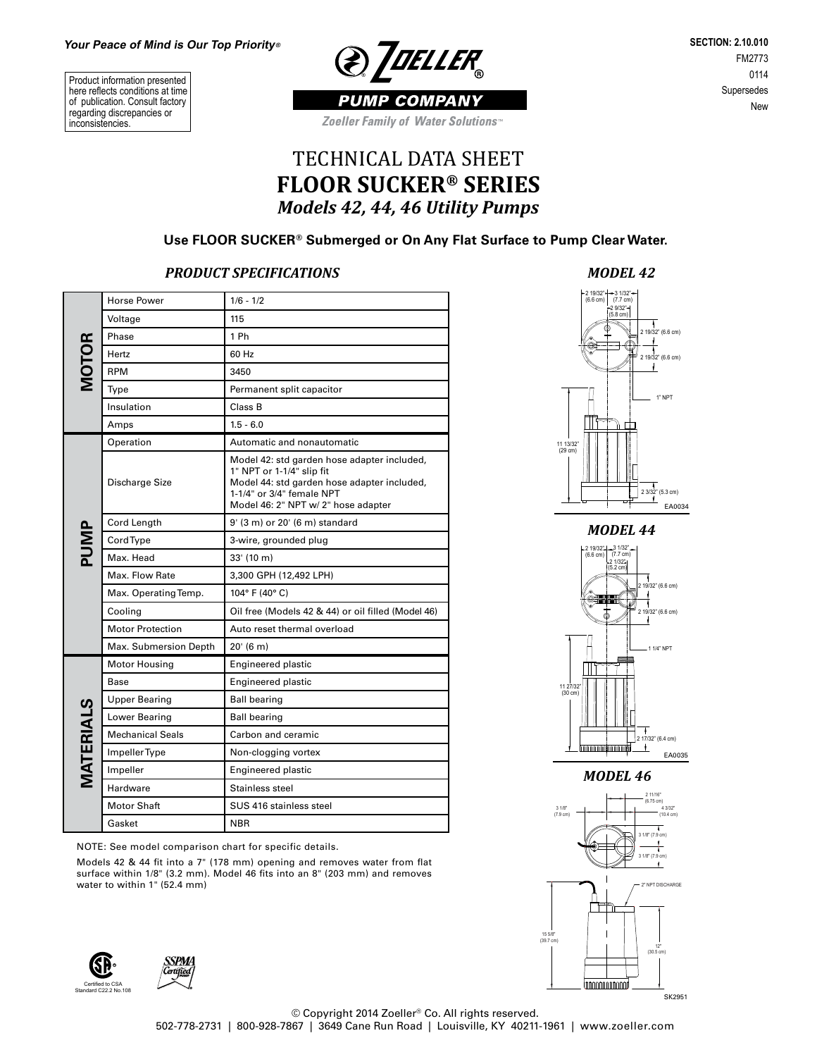*Your Peace of Mind is Our Top Priority®*

Product information presented here reflects conditions at time of publication. Consult factory regarding discrepancies or inconsistencies.

ZOELLER® PUMP COMPANY

*Zoeller Family of Water Solutions™*

SECTION: 2.10.010
FM2773
0114
Supersedes
New

# TECHNICAL DATA SHEET
# FLOOR SUCKER® SERIES
## *Models 42, 44, 46 Utility Pumps*

**Use FLOOR SUCKER® Submerged or On Any Flat Surface to Pump Clear Water.**

### *PRODUCT SPECIFICATIONS*

| | | |
|---|---|---|
| **MOTOR** | Horse Power | 1/6 - 1/2 |
| | Voltage | 115 |
| | Phase | 1 Ph |
| | Hertz | 60 Hz |
| | RPM | 3450 |
| | Type | Permanent split capacitor |
| | Insulation | Class B |
| | Amps | 1.5 - 6.0 |
| **PUMP** | Operation | Automatic and nonautomatic |
| | Discharge Size | Model 42: std garden hose adapter included, 1" NPT or 1-1/4" slip fit<br>Model 44: std garden hose adapter included, 1-1/4" or 3/4" female NPT<br>Model 46: 2" NPT w/ 2" hose adapter |
| | Cord Length | 9' (3 m) or 20' (6 m) standard |
| | Cord Type | 3-wire, grounded plug |
| | Max. Head | 33' (10 m) |
| | Max. Flow Rate | 3,300 GPH (12,492 LPH) |
| | Max. Operating Temp. | 104° F (40° C) |
| | Cooling | Oil free (Models 42 & 44) or oil filled (Model 46) |
| | Motor Protection | Auto reset thermal overload |
| | Max. Submersion Depth | 20' (6 m) |
| **MATERIALS** | Motor Housing | Engineered plastic |
| | Base | Engineered plastic |
| | Upper Bearing | Ball bearing |
| | Lower Bearing | Ball bearing |
| | Mechanical Seals | Carbon and ceramic |
| | Impeller Type | Non-clogging vortex |
| | Impeller | Engineered plastic |
| | Hardware | Stainless steel |
| | Motor Shaft | SUS 416 stainless steel |
| | Gasket | NBR |

NOTE: See model comparison chart for specific details.

Models 42 & 44 fit into a 7" (178 mm) opening and removes water from flat surface within 1/8" (3.2 mm). Model 46 fits into an 8" (203 mm) and removes water to within 1" (52.4 mm)

### *MODEL 42*

2 19/32" (6.6 cm) | 3 1/32" (7.7 cm) | 2 9/32" (5.8 cm) | 2 19/32" (6.6 cm) | 2 19/32" (6.6 cm) | 1" NPT | 11 13/32" (29 cm) | 2 3/32" (5.3 cm)

EA0034

### *MODEL 44*

2 19/32" (6.6 cm) | 3 1/32" (7.7 cm) | 2 1/32" (5.2 cm) | 2 19/32" (6.6 cm) | 2 19/32" (6.6 cm) | 1 1/4" NPT | 11 27/32" (30 cm) | 2 17/32" (6.4 cm)

EA0035

### *MODEL 46*

2 11/16" (6.75 cm) | 3 1/8" (7.9 cm) | 4 3/32" (10.4 cm) | 3 1/8" (7.9 cm) | 3 1/8" (7.9 cm) | 2" NPT DISCHARGE | 15 5/8" (39.7 cm) | 12" (30.5 cm)

SK2951

Certified to CSA Standard C22.2 No.108

SSPMA Certified

© Copyright 2014 Zoeller® Co. All rights reserved.
502-778-2731 | 800-928-7867 | 3649 Cane Run Road | Louisville, KY 40211-1961 | www.zoeller.com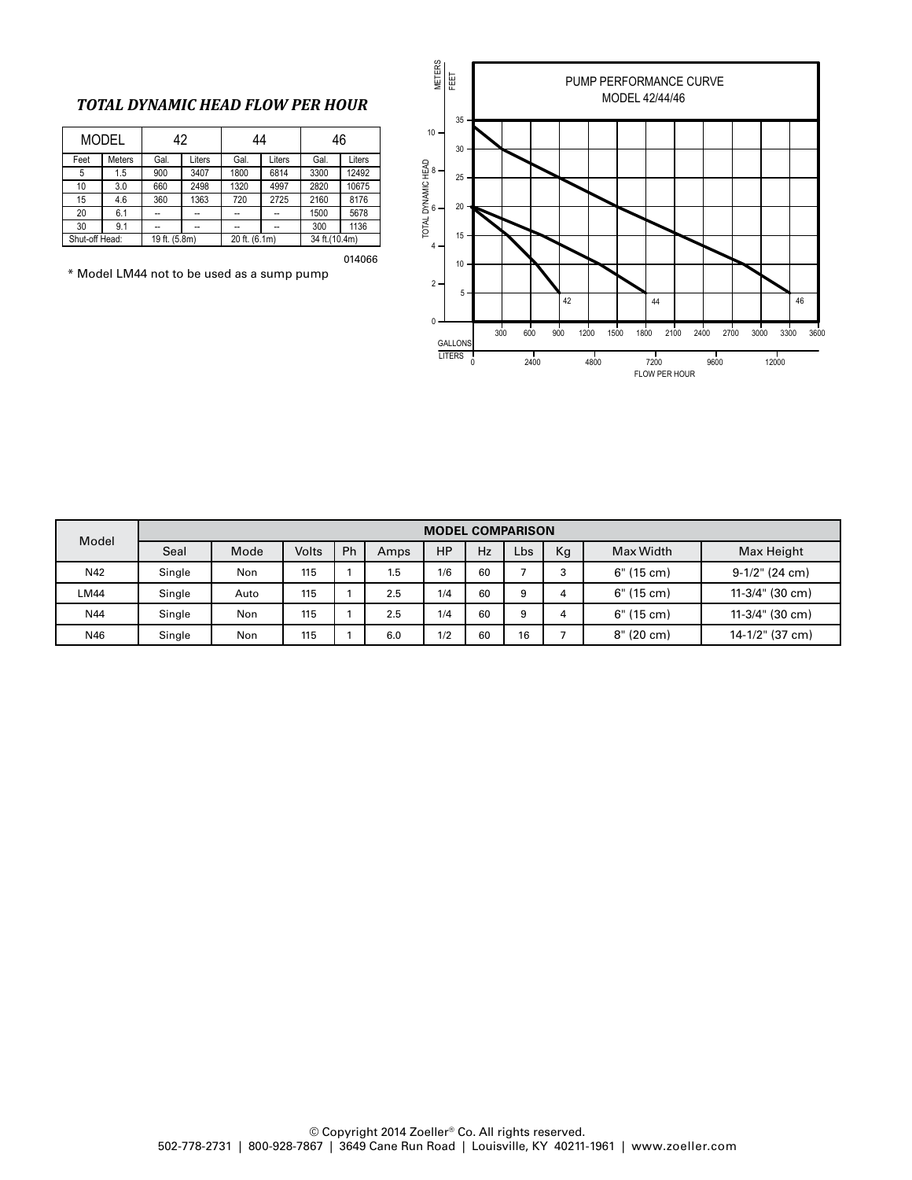### *TOTAL DYNAMIC HEAD FLOW PER HOUR*

| MODEL | | 42 | | 44 | | 46 | |
|---|---|---|---|---|---|---|---|
| Feet | Meters | Gal. | Liters | Gal. | Liters | Gal. | Liters |
| 5 | 1.5 | 900 | 3407 | 1800 | 6814 | 3300 | 12492 |
| 10 | 3.0 | 660 | 2498 | 1320 | 4997 | 2820 | 10675 |
| 15 | 4.6 | 360 | 1363 | 720 | 2725 | 2160 | 8176 |
| 20 | 6.1 | -- | -- | -- | -- | 1500 | 5678 |
| 30 | 9.1 | -- | -- | -- | -- | 300 | 1136 |
| Shut-off Head: | | 19 ft. (5.8m) | | 20 ft. (6.1m) | | 34 ft.(10.4m) | |

014066

\* Model LM44 not to be used as a sump pump

PUMP PERFORMANCE CURVE
MODEL 42/44/46

METERS
FEET
TOTAL DYNAMIC HEAD
0 2 4 6 8 10
5 10 15 20 25 30 35
42
44
46
GALLONS
300 600 900 1200 1500 1800 2100 2400 2700 3000 3300 3600
LITERS
0 2400 4800 7200 9600 12000
FLOW PER HOUR

| Model | MODEL COMPARISON | | | | | | | | | | |
|---|---|---|---|---|---|---|---|---|---|---|---|
| | Seal | Mode | Volts | Ph | Amps | HP | Hz | Lbs | Kg | Max Width | Max Height |
| N42 | Single | Non | 115 | 1 | 1.5 | 1/6 | 60 | 7 | 3 | 6" (15 cm) | 9-1/2" (24 cm) |
| LM44 | Single | Auto | 115 | 1 | 2.5 | 1/4 | 60 | 9 | 4 | 6" (15 cm) | 11-3/4" (30 cm) |
| N44 | Single | Non | 115 | 1 | 2.5 | 1/4 | 60 | 9 | 4 | 6" (15 cm) | 11-3/4" (30 cm) |
| N46 | Single | Non | 115 | 1 | 6.0 | 1/2 | 60 | 16 | 7 | 8" (20 cm) | 14-1/2" (37 cm) |

© Copyright 2014 Zoeller® Co. All rights reserved.
502-778-2731 | 800-928-7867 | 3649 Cane Run Road | Louisville, KY 40211-1961 | www.zoeller.com